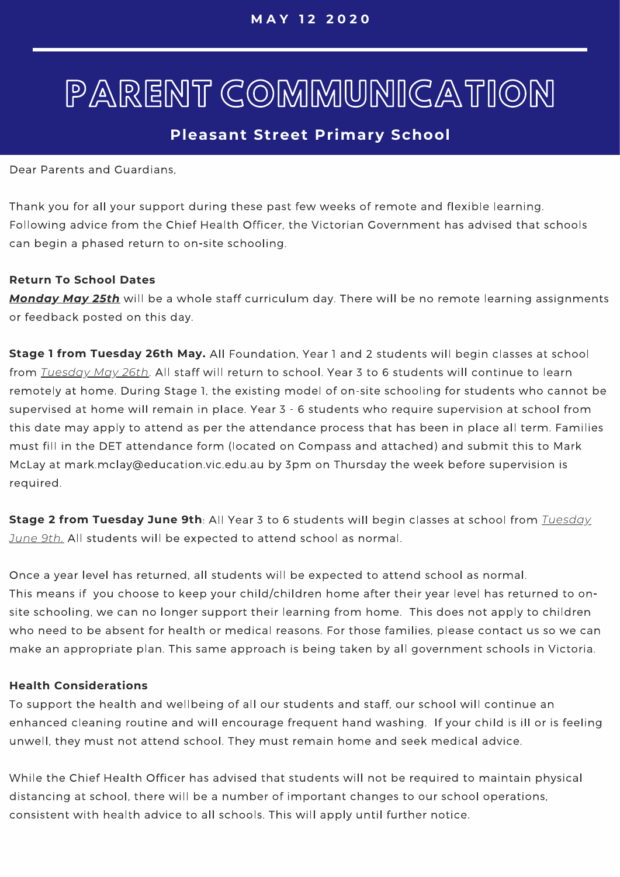**MAY 12 2020**

# PARENT COMMUNICATION

**Pleasant Street Primary School**

Dear Parents and Guardians,

Thank you for all your support during these past few weeks of remote and flexible learning. Following advice from the Chief Health Officer, the Victorian Government has advised that schools can begin a phased return to on-site schooling.

**Return To School Dates**

***Monday May 25th*** will be a whole staff curriculum day. There will be no remote learning assignments or feedback posted on this day.

**Stage 1 from Tuesday 26th May.** All Foundation, Year 1 and 2 students will begin classes at school from *Tuesday May 26th*. All staff will return to school. Year 3 to 6 students will continue to learn remotely at home. During Stage 1, the existing model of on-site schooling for students who cannot be supervised at home will remain in place. Year 3 - 6 students who require supervision at school from this date may apply to attend as per the attendance process that has been in place all term. Families must fill in the DET attendance form (located on Compass and attached) and submit this to Mark McLay at mark.mclay@education.vic.edu.au by 3pm on Thursday the week before supervision is required.

**Stage 2 from Tuesday June 9th**: All Year 3 to 6 students will begin classes at school from *Tuesday June 9th.* All students will be expected to attend school as normal.

Once a year level has returned, all students will be expected to attend school as normal. This means if you choose to keep your child/children home after their year level has returned to on-site schooling, we can no longer support their learning from home. This does not apply to children who need to be absent for health or medical reasons. For those families, please contact us so we can make an appropriate plan. This same approach is being taken by all government schools in Victoria.

**Health Considerations**

To support the health and wellbeing of all our students and staff, our school will continue an enhanced cleaning routine and will encourage frequent hand washing. If your child is ill or is feeling unwell, they must not attend school. They must remain home and seek medical advice.

While the Chief Health Officer has advised that students will not be required to maintain physical distancing at school, there will be a number of important changes to our school operations, consistent with health advice to all schools. This will apply until further notice.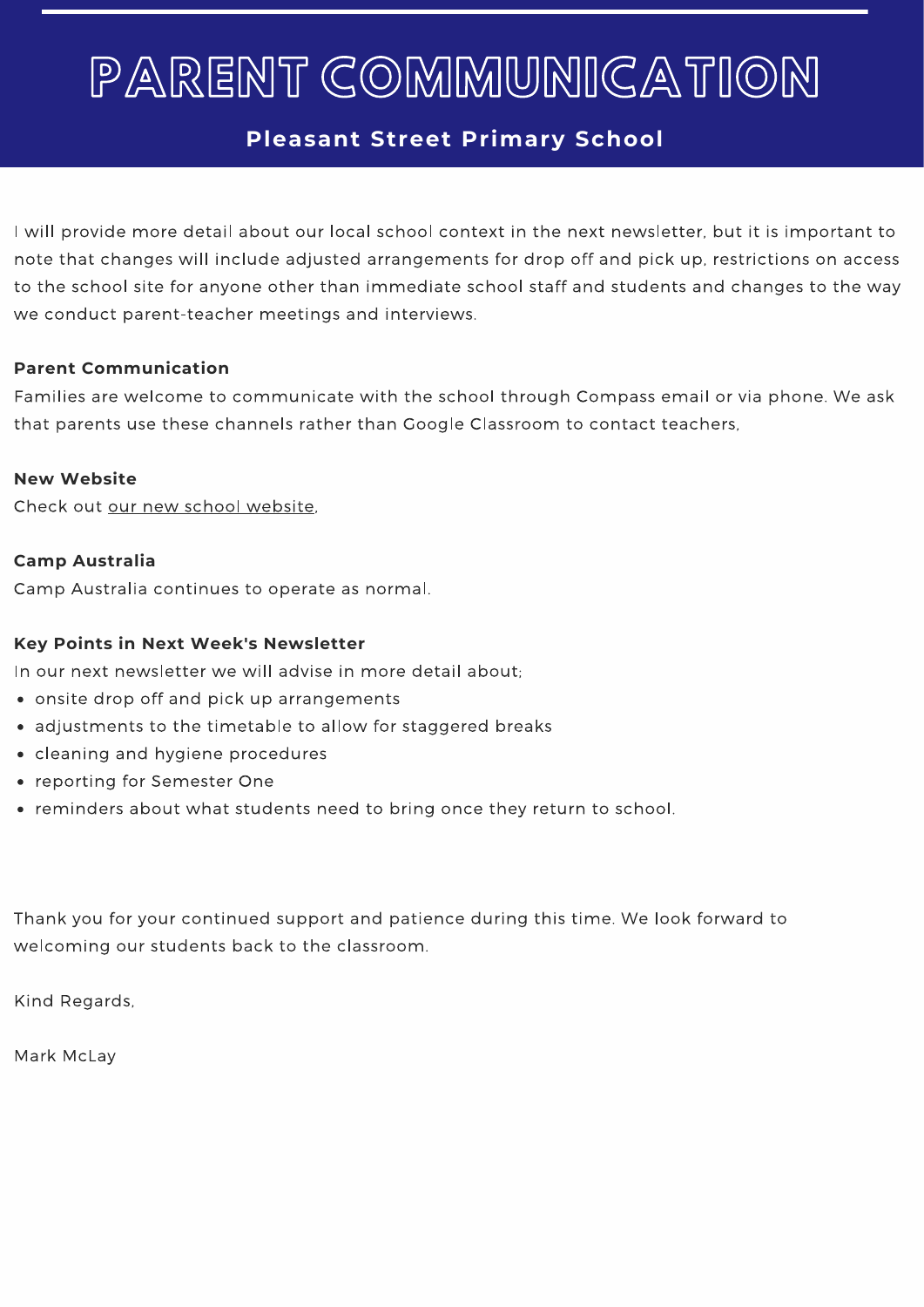# PARENT COMMUNICATION

**Pleasant Street Primary School**

I will provide more detail about our local school context in the next newsletter, but it is important to note that changes will include adjusted arrangements for drop off and pick up, restrictions on access to the school site for anyone other than immediate school staff and students and changes to the way we conduct parent-teacher meetings and interviews.

**Parent Communication**

Families are welcome to communicate with the school through Compass email or via phone. We ask that parents use these channels rather than Google Classroom to contact teachers,

**New Website**

Check out our new school website,

**Camp Australia**

Camp Australia continues to operate as normal.

**Key Points in Next Week's Newsletter**

In our next newsletter we will advise in more detail about;

- onsite drop off and pick up arrangements
- adjustments to the timetable to allow for staggered breaks
- cleaning and hygiene procedures
- reporting for Semester One
- reminders about what students need to bring once they return to school.

Thank you for your continued support and patience during this time. We look forward to welcoming our students back to the classroom.

Kind Regards,

Mark McLay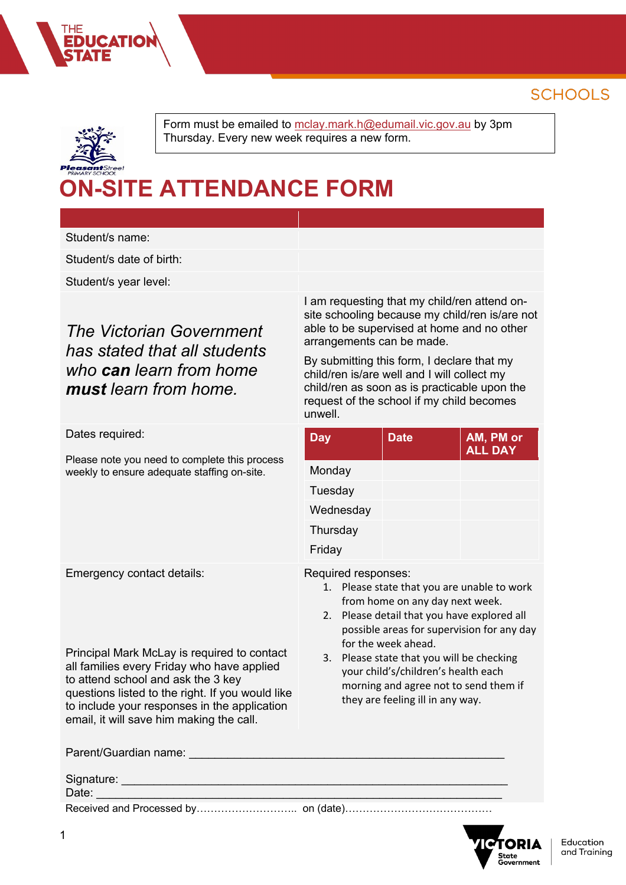SCHOOLS

Form must be emailed to mclay.mark.h@edumail.vic.gov.au by 3pm Thursday. Every new week requires a new form.

# ON-SITE ATTENDANCE FORM

| | |
|---|---|
| Student/s name: | |
| Student/s date of birth: | |
| Student/s year level: | |
| *The Victorian Government has stated that all students who **can** learn from home **must** learn from home.* | I am requesting that my child/ren attend on-site schooling because my child/ren is/are not able to be supervised at home and no other arrangements can be made.<br><br>By submitting this form, I declare that my child/ren is/are well and I will collect my child/ren as soon as is practicable upon the request of the school if my child becomes unwell. |

Dates required:

Please note you need to complete this process weekly to ensure adequate staffing on-site.

| Day | Date | AM, PM or ALL DAY |
|---|---|---|
| Monday | | |
| Tuesday | | |
| Wednesday | | |
| Thursday | | |
| Friday | | |

Emergency contact details:

Principal Mark McLay is required to contact all families every Friday who have applied to attend school and ask the 3 key questions listed to the right. If you would like to include your responses in the application email, it will save him making the call.

Required responses:

1. Please state that you are unable to work from home on any day next week.
2. Please detail that you have explored all possible areas for supervision for any day for the week ahead.
3. Please state that you will be checking your child's/children's health each morning and agree not to send them if they are feeling ill in any way.

Parent/Guardian name: ___________________________________________________

Signature: ____________________________________________________________

Date: ________________________________________________________________

Received and Processed by……………………….. on (date)……………………………………

Education and Training